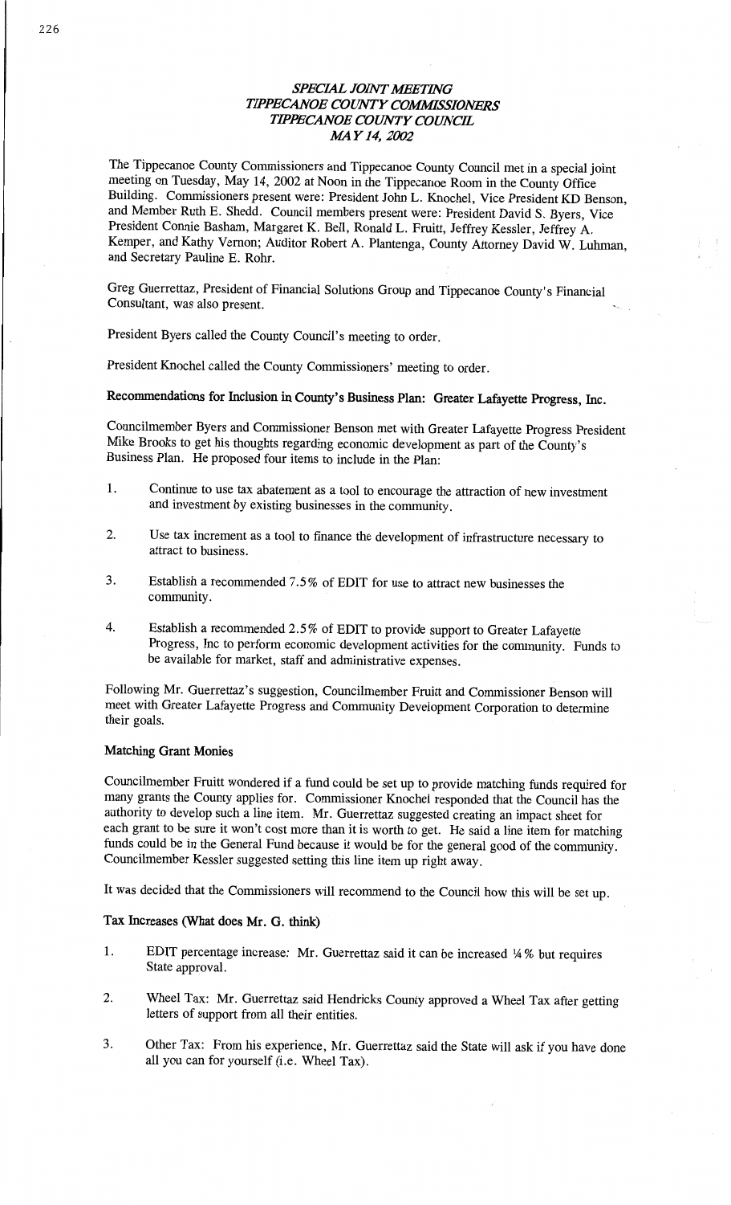# *SPECIAL JOINT MEETING*
# *TIPPECANOE COUNTY COMMISSIONERS*
# *TIPPECANOE COUNTY COUNCIL*
# *MAY 14, 2002*

The Tippecanoe County Commissioners and Tippecanoe County Council met in a special joint meeting on Tuesday, May 14, 2002 at Noon in the Tippecanoe Room in the County Office Building. Commissioners present were: President John L. Knochel, Vice President KD Benson, and Member Ruth E. Shedd. Council members present were: President David S. Byers, Vice President Connie Basham, Margaret K. Bell, Ronald L. Fruitt, Jeffrey Kessler, Jeffrey A. Kemper, and Kathy Vernon; Auditor Robert A. Plantenga, County Attorney David W. Luhman, and Secretary Pauline E. Rohr.

Greg Guerrettaz, President of Financial Solutions Group and Tippecanoe County's Financial Consultant, was also present.

President Byers called the County Council's meeting to order.

President Knochel called the County Commissioners' meeting to order.

**Recommendations for Inclusion in County's Business Plan: Greater Lafayette Progress, Inc.**

Councilmember Byers and Commissioner Benson met with Greater Lafayette Progress President Mike Brooks to get his thoughts regarding economic development as part of the County's Business Plan. He proposed four items to include in the Plan:

1. Continue to use tax abatement as a tool to encourage the attraction of new investment and investment by existing businesses in the community.

2. Use tax increment as a tool to finance the development of infrastructure necessary to attract to business.

3. Establish a recommended 7.5% of EDIT for use to attract new businesses the community.

4. Establish a recommended 2.5% of EDIT to provide support to Greater Lafayette Progress, Inc to perform economic development activities for the community. Funds to be available for market, staff and administrative expenses.

Following Mr. Guerrettaz's suggestion, Councilmember Fruitt and Commissioner Benson will meet with Greater Lafayette Progress and Community Development Corporation to determine their goals.

**Matching Grant Monies**

Councilmember Fruitt wondered if a fund could be set up to provide matching funds required for many grants the County applies for. Commissioner Knochel responded that the Council has the authority to develop such a line item. Mr. Guerrettaz suggested creating an impact sheet for each grant to be sure it won't cost more than it is worth to get. He said a line item for matching funds could be in the General Fund because it would be for the general good of the community. Councilmember Kessler suggested setting this line item up right away.

It was decided that the Commissioners will recommend to the Council how this will be set up.

**Tax Increases (What does Mr. G. think)**

1. EDIT percentage increase: Mr. Guerrettaz said it can be increased ¼% but requires State approval.

2. Wheel Tax: Mr. Guerrettaz said Hendricks County approved a Wheel Tax after getting letters of support from all their entities.

3. Other Tax: From his experience, Mr. Guerrettaz said the State will ask if you have done all you can for yourself (i.e. Wheel Tax).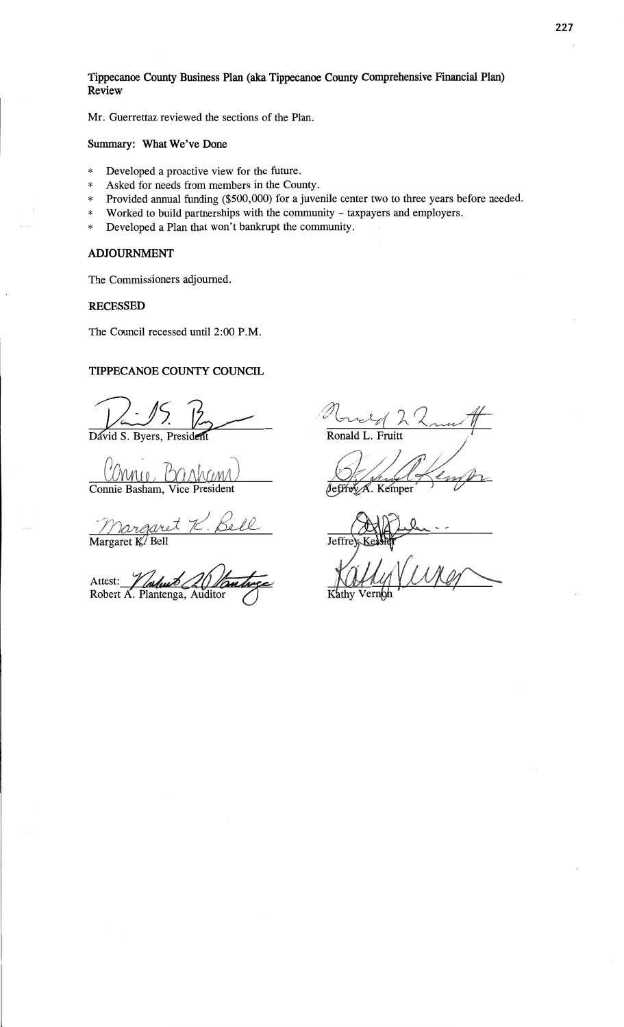**Tippecanoe County Business Plan (aka Tippecanoe County Comprehensive Financial Plan) Review**

Mr. Guerrettaz reviewed the sections of the Plan.

**Summary: What We've Done**

* Developed a proactive view for the future.
* Asked for needs from members in the County.
* Provided annual funding ($500,000) for a juvenile center two to three years before needed.
* Worked to build partnerships with the community – taxpayers and employers.
* Developed a Plan that won't bankrupt the community.

**ADJOURNMENT**

The Commissioners adjourned.

**RECESSED**

The Council recessed until 2:00 P.M.

**TIPPECANOE COUNTY COUNCIL**

David S. Byers, President

Connie Basham, Vice President

Margaret K. Bell

Attest: Robert A. Plantenga, Auditor

Ronald L. Fruitt

Jeffrey A. Kemper

Jeffrey Kessler

Kathy Vernon